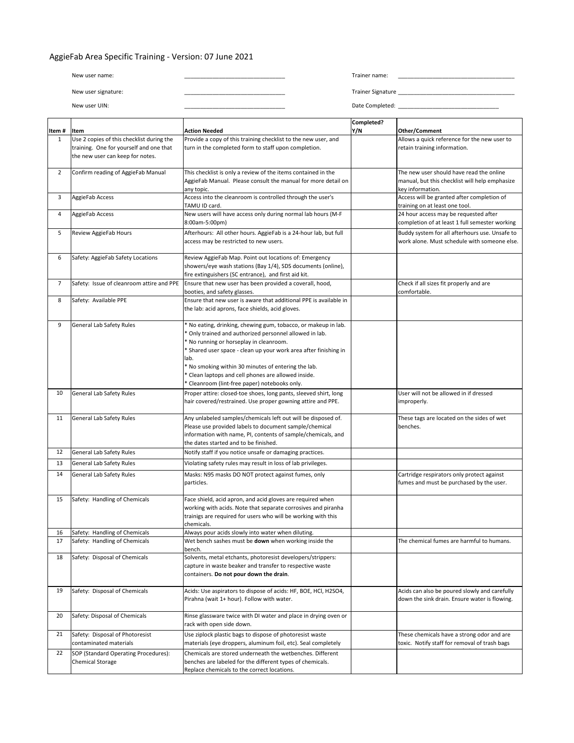# AggieFab Area Specific Training - Version: 07 June 2021

New user name: ______________________________ Trainer name: ______________________________

New user signature: ______________________________ Trainer Signature ______________________________

New user UIN: ______________________________ Date Completed: ______________________________

| Item # | Item | Action Needed | Completed? Y/N | Other/Comment |
|---|---|---|---|---|
| 1 | Use 2 copies of this checklist during the training. One for yourself and one that the new user can keep for notes. | Provide a copy of this training checklist to the new user, and turn in the completed form to staff upon completion. | | Allows a quick reference for the new user to retain training information. |
| 2 | Confirm reading of AggieFab Manual | This checklist is only a review of the items contained in the AggieFab Manual. Please consult the manual for more detail on any topic. | | The new user should have read the online manual, but this checklist will help emphasize key information. |
| 3 | AggieFab Access | Access into the cleanroom is controlled through the user's TAMU ID card. | | Access will be granted after completion of training on at least one tool. |
| 4 | AggieFab Access | New users will have access only during normal lab hours (M-F 8:00am-5:00pm) | | 24 hour access may be requested after completion of at least 1 full semester working |
| 5 | Review AggieFab Hours | Afterhours: All other hours. AggieFab is a 24-hour lab, but full access may be restricted to new users. | | Buddy system for all afterhours use. Unsafe to work alone. Must schedule with someone else. |
| 6 | Safety: AggieFab Safety Locations | Review AggieFab Map. Point out locations of: Emergency showers/eye wash stations (Bay 1/4), SDS documents (online), fire extinguishers (SC entrance), and first aid kit. | | |
| 7 | Safety: Issue of cleanroom attire and PPE | Ensure that new user has been provided a coverall, hood, booties, and safety glasses. | | Check if all sizes fit properly and are comfortable. |
| 8 | Safety: Available PPE | Ensure that new user is aware that additional PPE is available in the lab: acid aprons, face shields, acid gloves. | | |
| 9 | General Lab Safety Rules | * No eating, drinking, chewing gum, tobacco, or makeup in lab.<br>* Only trained and authorized personnel allowed in lab.<br>* No running or horseplay in cleanroom.<br>* Shared user space - clean up your work area after finishing in lab.<br>* No smoking within 30 minutes of entering the lab.<br>* Clean laptops and cell phones are allowed inside.<br>* Cleanroom (lint-free paper) notebooks only. | | |
| 10 | General Lab Safety Rules | Proper attire: closed-toe shoes, long pants, sleeved shirt, long hair covered/restrained. Use proper gowning attire and PPE. | | User will not be allowed in if dressed improperly. |
| 11 | General Lab Safety Rules | Any unlabeled samples/chemicals left out will be disposed of. Please use provided labels to document sample/chemical information with name, PI, contents of sample/chemicals, and the dates started and to be finished. | | These tags are located on the sides of wet benches. |
| 12 | General Lab Safety Rules | Notify staff if you notice unsafe or damaging practices. | | |
| 13 | General Lab Safety Rules | Violating safety rules may result in loss of lab privileges. | | |
| 14 | General Lab Safety Rules | Masks: N95 masks DO NOT protect against fumes, only particles. | | Cartridge respirators only protect against fumes and must be purchased by the user. |
| 15 | Safety: Handling of Chemicals | Face shield, acid apron, and acid gloves are required when working with acids. Note that separate corrosives and piranha trainigs are required for users who will be working with this chemicals. | | |
| 16 | Safety: Handling of Chemicals | Always pour acids slowly into water when diluting. | | |
| 17 | Safety: Handling of Chemicals | Wet bench sashes must be **down** when working inside the bench. | | The chemical fumes are harmful to humans. |
| 18 | Safety: Disposal of Chemicals | Solvents, metal etchants, photoresist developers/strippers: capture in waste beaker and transfer to respective waste containers. **Do not pour down the drain**. | | |
| 19 | Safety: Disposal of Chemicals | Acids: Use aspirators to dispose of acids: HF, BOE, HCl, $H_2SO_4$, Pirahna (wait 1+ hour). Follow with water. | | Acids can also be poured slowly and carefully down the sink drain. Ensure water is flowing. |
| 20 | Safety: Disposal of Chemicals | Rinse glassware twice with DI water and place in drying oven or rack with open side down. | | |
| 21 | Safety: Disposal of Photoresist contaminated materials | Use ziplock plastic bags to dispose of photoresist waste materials (eye droppers, aluminum foil, etc). Seal completely | | These chemicals have a strong odor and are toxic. Notify staff for removal of trash bags |
| 22 | SOP (Standard Operating Procedures): Chemical Storage | Chemicals are stored underneath the wetbenches. Different benches are labeled for the different types of chemicals. Replace chemicals to the correct locations. | | |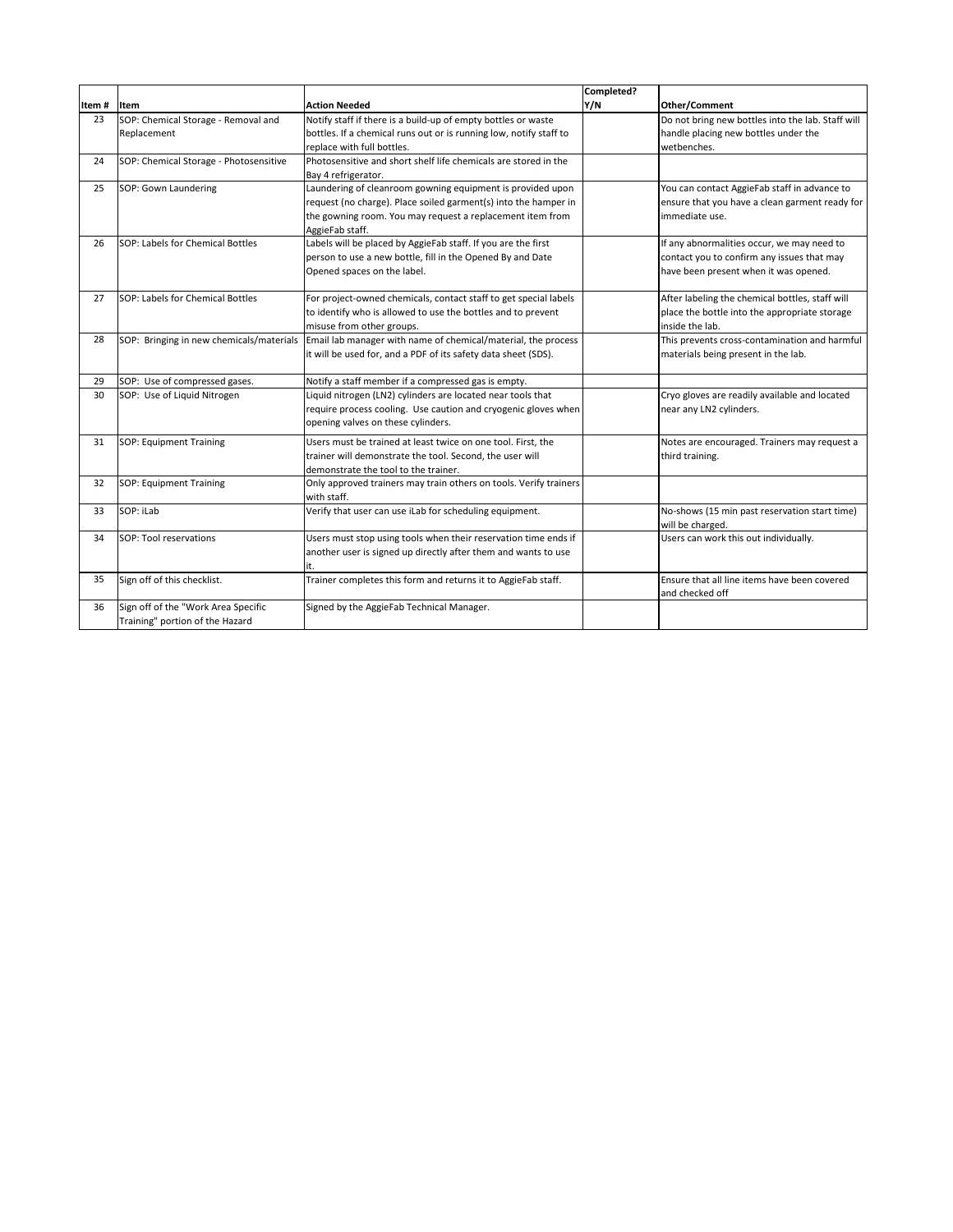| Item # | Item | Action Needed | Completed? Y/N | Other/Comment |
|---|---|---|---|---|
| 23 | SOP: Chemical Storage - Removal and Replacement | Notify staff if there is a build-up of empty bottles or waste bottles. If a chemical runs out or is running low, notify staff to replace with full bottles. | | Do not bring new bottles into the lab. Staff will handle placing new bottles under the wetbenches. |
| 24 | SOP: Chemical Storage - Photosensitive | Photosensitive and short shelf life chemicals are stored in the Bay 4 refrigerator. | | |
| 25 | SOP: Gown Laundering | Laundering of cleanroom gowning equipment is provided upon request (no charge). Place soiled garment(s) into the hamper in the gowning room. You may request a replacement item from AggieFab staff. | | You can contact AggieFab staff in advance to ensure that you have a clean garment ready for immediate use. |
| 26 | SOP: Labels for Chemical Bottles | Labels will be placed by AggieFab staff. If you are the first person to use a new bottle, fill in the Opened By and Date Opened spaces on the label. | | If any abnormalities occur, we may need to contact you to confirm any issues that may have been present when it was opened. |
| 27 | SOP: Labels for Chemical Bottles | For project-owned chemicals, contact staff to get special labels to identify who is allowed to use the bottles and to prevent misuse from other groups. | | After labeling the chemical bottles, staff will place the bottle into the appropriate storage inside the lab. |
| 28 | SOP: Bringing in new chemicals/materials | Email lab manager with name of chemical/material, the process it will be used for, and a PDF of its safety data sheet (SDS). | | This prevents cross-contamination and harmful materials being present in the lab. |
| 29 | SOP: Use of compressed gases. | Notify a staff member if a compressed gas is empty. | | |
| 30 | SOP: Use of Liquid Nitrogen | Liquid nitrogen (LN2) cylinders are located near tools that require process cooling. Use caution and cryogenic gloves when opening valves on these cylinders. | | Cryo gloves are readily available and located near any LN2 cylinders. |
| 31 | SOP: Equipment Training | Users must be trained at least twice on one tool. First, the trainer will demonstrate the tool. Second, the user will demonstrate the tool to the trainer. | | Notes are encouraged. Trainers may request a third training. |
| 32 | SOP: Equipment Training | Only approved trainers may train others on tools. Verify trainers with staff. | | |
| 33 | SOP: iLab | Verify that user can use iLab for scheduling equipment. | | No-shows (15 min past reservation start time) will be charged. |
| 34 | SOP: Tool reservations | Users must stop using tools when their reservation time ends if another user is signed up directly after them and wants to use it. | | Users can work this out individually. |
| 35 | Sign off of this checklist. | Trainer completes this form and returns it to AggieFab staff. | | Ensure that all line items have been covered and checked off |
| 36 | Sign off of the "Work Area Specific Training" portion of the Hazard | Signed by the AggieFab Technical Manager. | | |